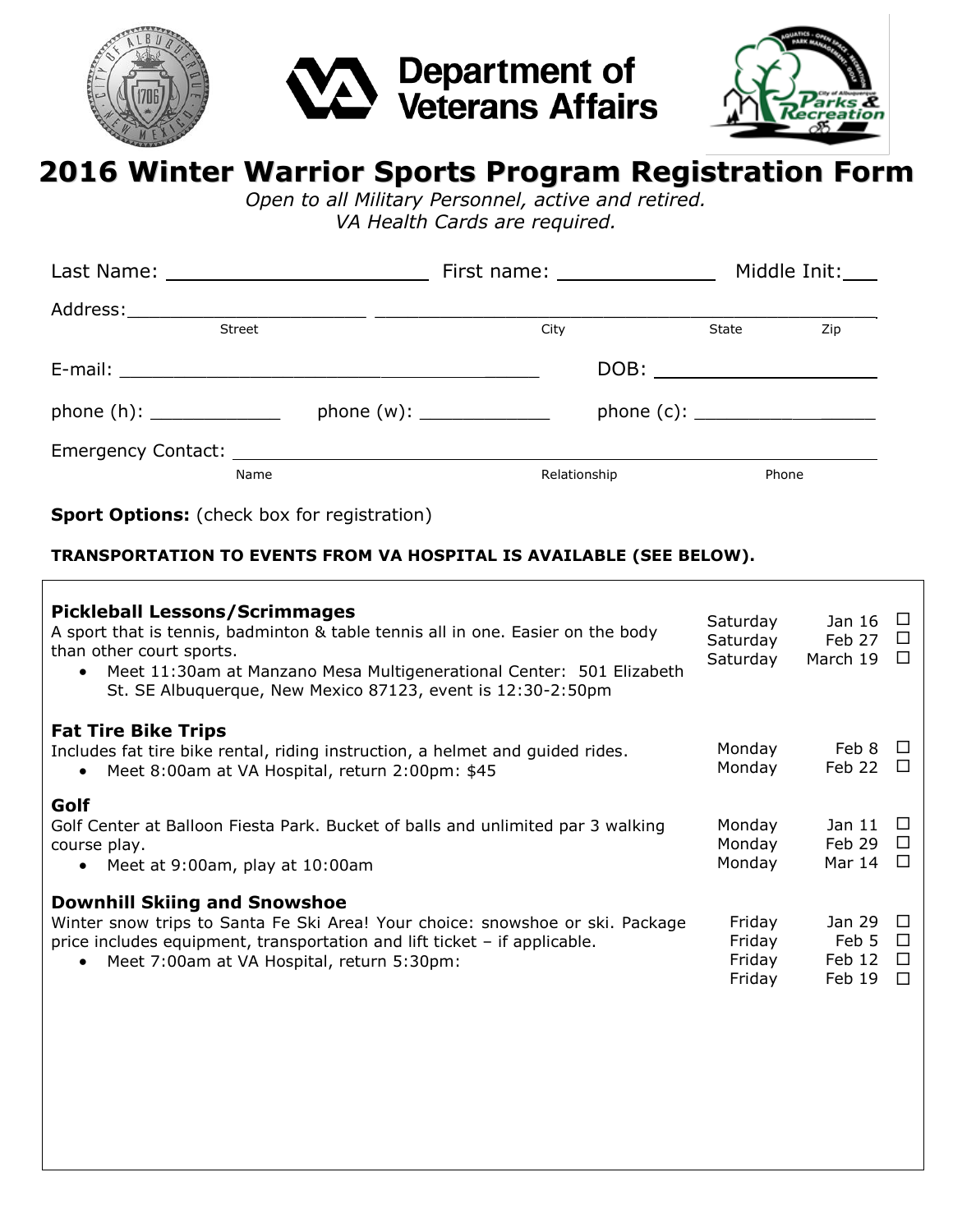Department of Veterans Affairs

# 2016 Winter Warrior Sports Program Registration Form

*Open to all Military Personnel, active and retired.*
*VA Health Cards are required.*

Last Name: ______________________ First name: ______________ Middle Init:___

Address:______________________ ____________________________________________
Street City State Zip

E-mail: ______________________________________ DOB: ___________________

phone (h): ____________ phone (w): ____________ phone (c): ________________

Emergency Contact: ____________________________________________________________
Name Relationship Phone

**Sport Options:** (check box for registration)

**TRANSPORTATION TO EVENTS FROM VA HOSPITAL IS AVAILABLE (SEE BELOW).**

### Pickleball Lessons/Scrimmages

A sport that is tennis, badminton & table tennis all in one. Easier on the body than other court sports.

- Meet 11:30am at Manzano Mesa Multigenerational Center: 501 Elizabeth St. SE Albuquerque, New Mexico 87123, event is 12:30-2:50pm

| Day | Date | |
|---|---|---|
| Saturday | Jan 16 | ☐ |
| Saturday | Feb 27 | ☐ |
| Saturday | March 19 | ☐ |

### Fat Tire Bike Trips

Includes fat tire bike rental, riding instruction, a helmet and guided rides.

- Meet 8:00am at VA Hospital, return 2:00pm: $45

| Day | Date | |
|---|---|---|
| Monday | Feb 8 | ☐ |
| Monday | Feb 22 | ☐ |

### Golf

Golf Center at Balloon Fiesta Park. Bucket of balls and unlimited par 3 walking course play.

- Meet at 9:00am, play at 10:00am

| Day | Date | |
|---|---|---|
| Monday | Jan 11 | ☐ |
| Monday | Feb 29 | ☐ |
| Monday | Mar 14 | ☐ |

### Downhill Skiing and Snowshoe

Winter snow trips to Santa Fe Ski Area! Your choice: snowshoe or ski. Package price includes equipment, transportation and lift ticket – if applicable.

- Meet 7:00am at VA Hospital, return 5:30pm:

| Day | Date | |
|---|---|---|
| Friday | Jan 29 | ☐ |
| Friday | Feb 5 | ☐ |
| Friday | Feb 12 | ☐ |
| Friday | Feb 19 | ☐ |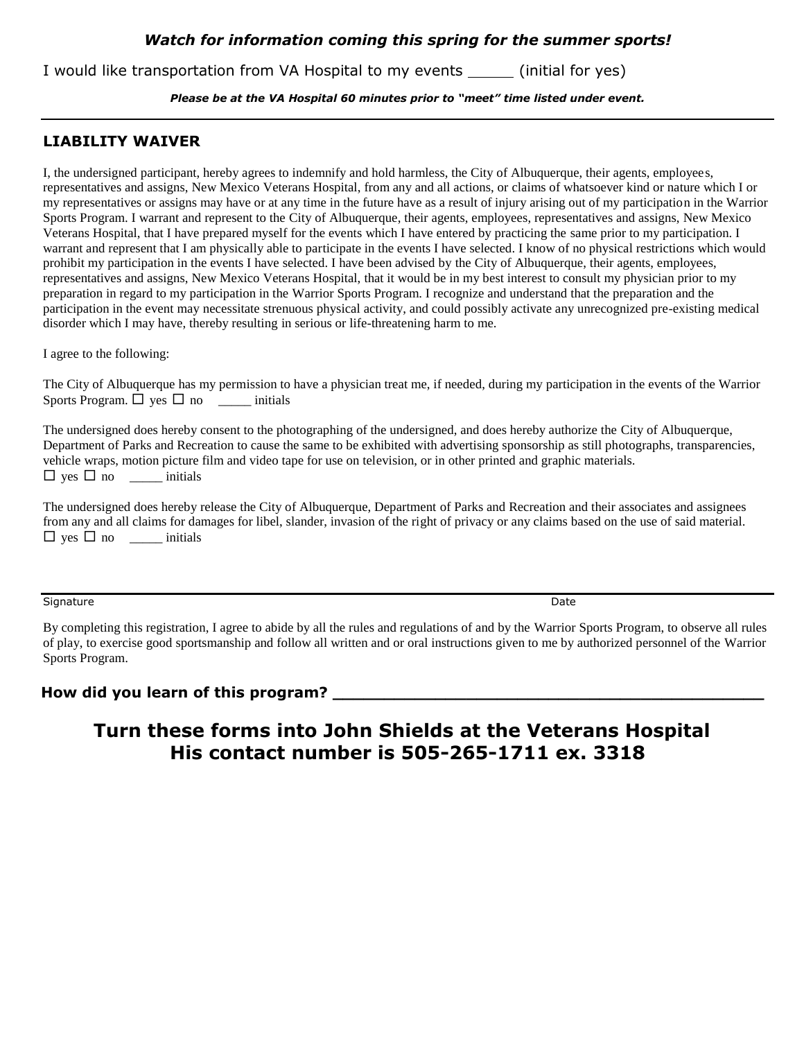***Watch for information coming this spring for the summer sports!***

I would like transportation from VA Hospital to my events _____ (initial for yes)

***Please be at the VA Hospital 60 minutes prior to "meet" time listed under event.***

---

## LIABILITY WAIVER

I, the undersigned participant, hereby agrees to indemnify and hold harmless, the City of Albuquerque, their agents, employees, representatives and assigns, New Mexico Veterans Hospital, from any and all actions, or claims of whatsoever kind or nature which I or my representatives or assigns may have or at any time in the future have as a result of injury arising out of my participation in the Warrior Sports Program. I warrant and represent to the City of Albuquerque, their agents, employees, representatives and assigns, New Mexico Veterans Hospital, that I have prepared myself for the events which I have entered by practicing the same prior to my participation. I warrant and represent that I am physically able to participate in the events I have selected. I know of no physical restrictions which would prohibit my participation in the events I have selected. I have been advised by the City of Albuquerque, their agents, employees, representatives and assigns, New Mexico Veterans Hospital, that it would be in my best interest to consult my physician prior to my preparation in regard to my participation in the Warrior Sports Program. I recognize and understand that the preparation and the participation in the event may necessitate strenuous physical activity, and could possibly activate any unrecognized pre-existing medical disorder which I may have, thereby resulting in serious or life-threatening harm to me.

I agree to the following:

The City of Albuquerque has my permission to have a physician treat me, if needed, during my participation in the events of the Warrior Sports Program. ☐ yes ☐ no _____ initials

The undersigned does hereby consent to the photographing of the undersigned, and does hereby authorize the City of Albuquerque, Department of Parks and Recreation to cause the same to be exhibited with advertising sponsorship as still photographs, transparencies, vehicle wraps, motion picture film and video tape for use on television, or in other printed and graphic materials.
☐ yes ☐ no _____ initials

The undersigned does hereby release the City of Albuquerque, Department of Parks and Recreation and their associates and assignees from any and all claims for damages for libel, slander, invasion of the right of privacy or any claims based on the use of said material.
☐ yes ☐ no _____ initials

---

Signature Date

By completing this registration, I agree to abide by all the rules and regulations of and by the Warrior Sports Program, to observe all rules of play, to exercise good sportsmanship and follow all written and or oral instructions given to me by authorized personnel of the Warrior Sports Program.

**How did you learn of this program? ___________________________________________**

## Turn these forms into John Shields at the Veterans Hospital
## His contact number is 505-265-1711 ex. 3318